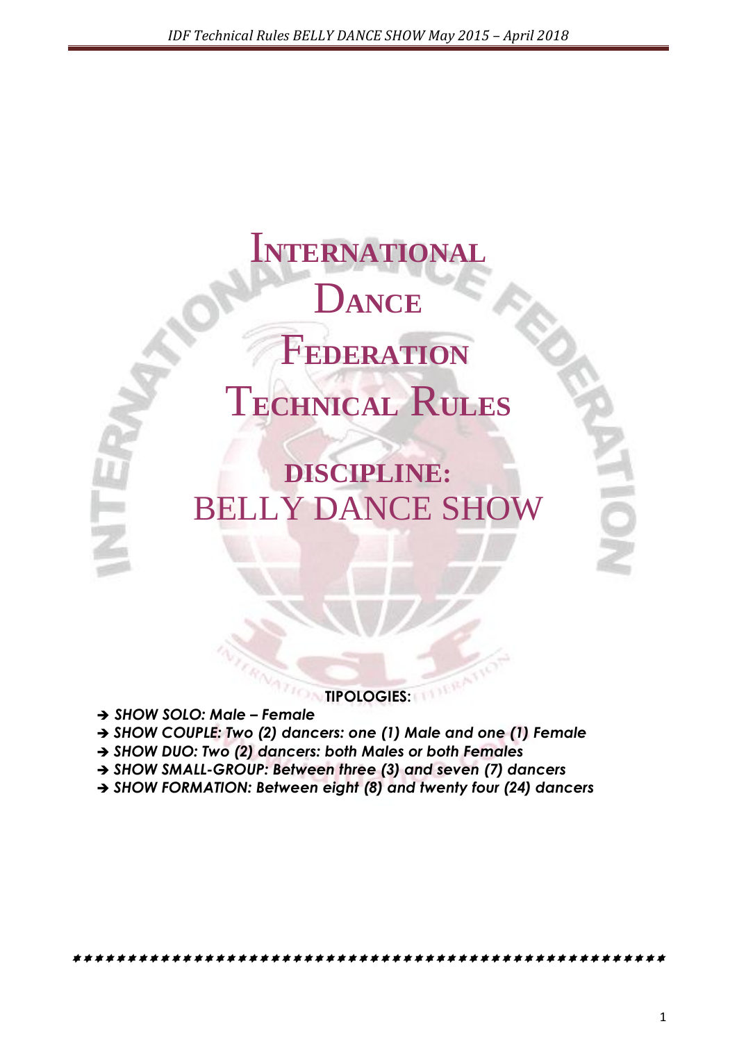# International Dance Federation Technical Rules

## DISCIPLINE: BELLY DANCE SHOW

**TIPOLOGIES:**

- ***SHOW SOLO: Male – Female***
- ***SHOW COUPLE: Two (2) dancers: one (1) Male and one (1) Female***
- ***SHOW DUO: Two (2) dancers: both Males or both Females***
- ***SHOW SMALL-GROUP: Between three (3) and seven (7) dancers***
- ***SHOW FORMATION: Between eight (8) and twenty four (24) dancers***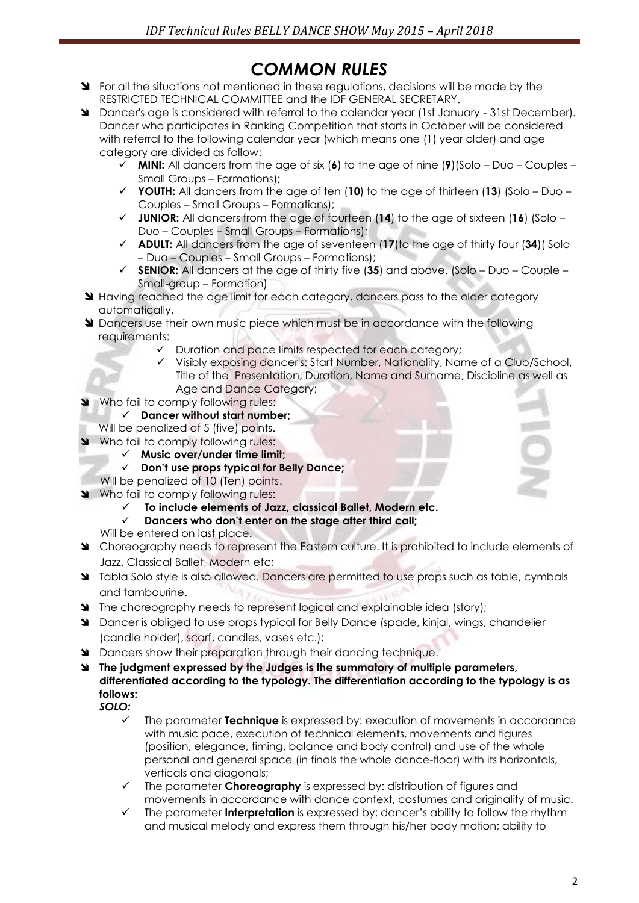# COMMON RULES

- For all the situations not mentioned in these regulations, decisions will be made by the RESTRICTED TECHNICAL COMMITTEE and the IDF GENERAL SECRETARY.
- Dancer's age is considered with referral to the calendar year (1st January - 31st December). Dancer who participates in Ranking Competition that starts in October will be considered with referral to the following calendar year (which means one (1) year older) and age category are divided as follow:
  - ✓ **MINI:** All dancers from the age of six (**6**) to the age of nine (**9**)(Solo – Duo – Couples – Small Groups – Formations);
  - ✓ **YOUTH:** All dancers from the age of ten (**10**) to the age of thirteen (**13**) (Solo – Duo – Couples – Small Groups – Formations);
  - ✓ **JUNIOR:** All dancers from the age of fourteen (**14**) to the age of sixteen (**16**) (Solo – Duo – Couples – Small Groups – Formations);
  - ✓ **ADULT:** All dancers from the age of seventeen (**17**)to the age of thirty four (**34**)( Solo – Duo – Couples – Small Groups – Formations);
  - ✓ **SENIOR:** All dancers at the age of thirty five (**35**) and above. (Solo – Duo – Couple – Small-group – Formation)
- Having reached the age limit for each category, dancers pass to the older category automatically.
- Dancers use their own music piece which must be in accordance with the following requirements:
  - ✓ Duration and pace limits respected for each category;
  - ✓ Visibly exposing dancer's: Start Number, Nationality, Name of a Club/School, Title of the Presentation, Duration, Name and Surname, Discipline as well as Age and Dance Category;
- Who fail to comply following rules:
  - ✓ **Dancer without start number;**

  Will be penalized of 5 (five) points.
- Who fail to comply following rules:
  - ✓ **Music over/under time limit;**
  - ✓ **Don't use props typical for Belly Dance;**

  Will be penalized of 10 (Ten) points.
- Who fail to comply following rules:
  - ✓ **To include elements of Jazz, classical Ballet, Modern etc.**
  - ✓ **Dancers who don't enter on the stage after third call;**

  Will be entered on last place**.**
- Choreography needs to represent the Eastern culture. It is prohibited to include elements of Jazz, Classical Ballet, Modern etc;
- Tabla Solo style is also allowed. Dancers are permitted to use props such as table, cymbals and tambourine.
- The choreography needs to represent logical and explainable idea (story);
- Dancer is obliged to use props typical for Belly Dance (spade, kinjal, wings, chandelier (candle holder), scarf, candles, vases etc.);
- Dancers show their preparation through their dancing technique.
- **The judgment expressed by the Judges is the summatory of multiple parameters, differentiated according to the typology. The differentiation according to the typology is as follows:**

  ***SOLO:***
  - ✓ The parameter **Technique** is expressed by: execution of movements in accordance with music pace, execution of technical elements, movements and figures (position, elegance, timing, balance and body control) and use of the whole personal and general space (in finals the whole dance-floor) with its horizontals, verticals and diagonals;
  - ✓ The parameter **Choreography** is expressed by: distribution of figures and movements in accordance with dance context, costumes and originality of music.
  - ✓ The parameter **Interpretation** is expressed by: dancer's ability to follow the rhythm and musical melody and express them through his/her body motion; ability to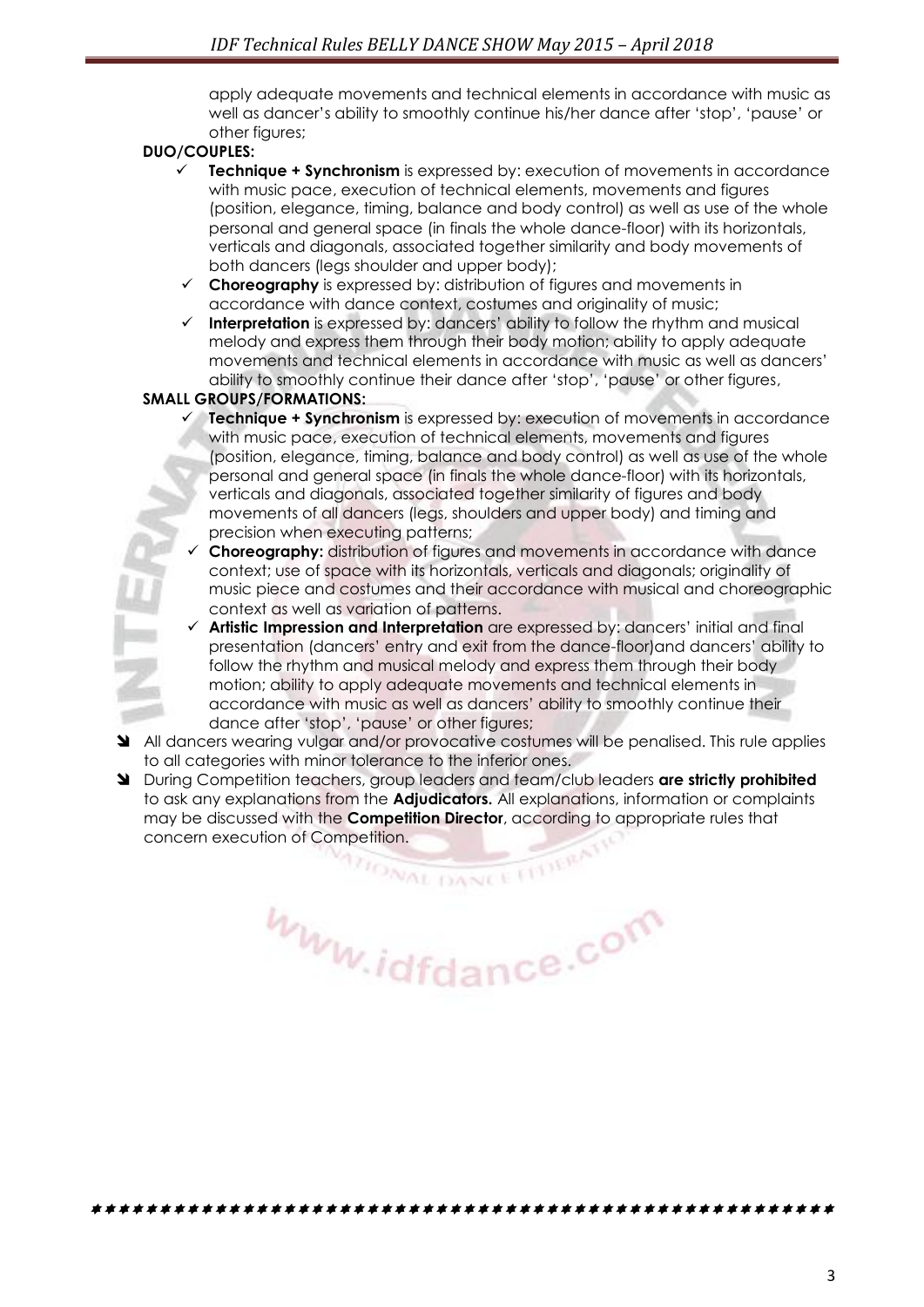apply adequate movements and technical elements in accordance with music as well as dancer's ability to smoothly continue his/her dance after 'stop', 'pause' or other figures;

**DUO/COUPLES:**

- ✓ **Technique + Synchronism** is expressed by: execution of movements in accordance with music pace, execution of technical elements, movements and figures (position, elegance, timing, balance and body control) as well as use of the whole personal and general space (in finals the whole dance-floor) with its horizontals, verticals and diagonals, associated together similarity and body movements of both dancers (legs shoulder and upper body);
- ✓ **Choreography** is expressed by: distribution of figures and movements in accordance with dance context, costumes and originality of music;
- ✓ **Interpretation** is expressed by: dancers' ability to follow the rhythm and musical melody and express them through their body motion; ability to apply adequate movements and technical elements in accordance with music as well as dancers' ability to smoothly continue their dance after 'stop', 'pause' or other figures,

**SMALL GROUPS/FORMATIONS:**

- ✓ **Technique + Synchronism** is expressed by: execution of movements in accordance with music pace, execution of technical elements, movements and figures (position, elegance, timing, balance and body control) as well as use of the whole personal and general space (in finals the whole dance-floor) with its horizontals, verticals and diagonals, associated together similarity of figures and body movements of all dancers (legs, shoulders and upper body) and timing and precision when executing patterns;
- ✓ **Choreography:** distribution of figures and movements in accordance with dance context; use of space with its horizontals, verticals and diagonals; originality of music piece and costumes and their accordance with musical and choreographic context as well as variation of patterns.
- ✓ **Artistic Impression and Interpretation** are expressed by: dancers' initial and final presentation (dancers' entry and exit from the dance-floor)and dancers' ability to follow the rhythm and musical melody and express them through their body motion; ability to apply adequate movements and technical elements in accordance with music as well as dancers' ability to smoothly continue their dance after 'stop', 'pause' or other figures;

- All dancers wearing vulgar and/or provocative costumes will be penalised. This rule applies to all categories with minor tolerance to the inferior ones.
- During Competition teachers, group leaders and team/club leaders **are strictly prohibited** to ask any explanations from the **Adjudicators.** All explanations, information or complaints may be discussed with the **Competition Director**, according to appropriate rules that concern execution of Competition.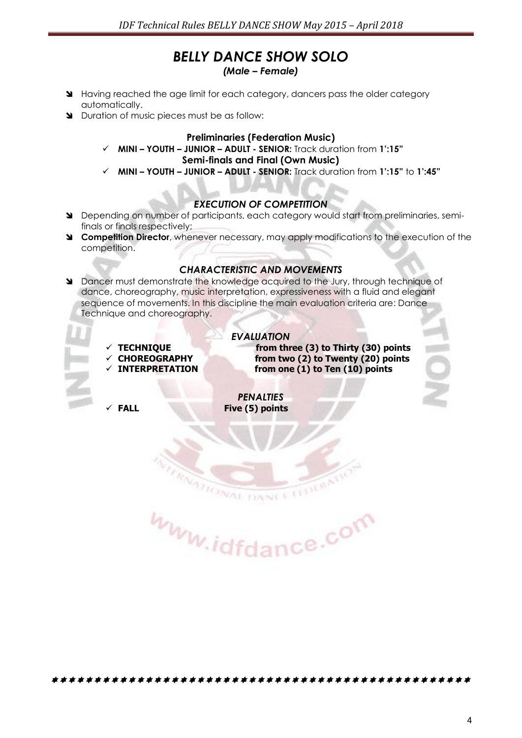# BELLY DANCE SHOW SOLO

***(Male – Female)***

- Having reached the age limit for each category, dancers pass the older category automatically.
- Duration of music pieces must be as follow:

**Preliminaries (Federation Music)**

- ✓ **MINI – YOUTH – JUNIOR – ADULT - SENIOR:** Track duration from **1':15"**

**Semi-finals and Final (Own Music)**

- ✓ **MINI – YOUTH – JUNIOR – ADULT - SENIOR:** Track duration from **1':15"** to **1':45"**

## *EXECUTION OF COMPETITION*

- Depending on number of participants, each category would start from preliminaries, semi-finals or finals respectively;
- **Competition Director**, whenever necessary, may apply modifications to the execution of the competition.

## *CHARACTERISTIC AND MOVEMENTS*

- Dancer must demonstrate the knowledge acquired to the Jury, through technique of dance, choreography, music interpretation, expressiveness with a fluid and elegant sequence of movements. In this discipline the main evaluation criteria are: Dance Technique and choreography.

## *EVALUATION*

- ✓ **TECHNIQUE** — **from three (3) to Thirty (30) points**
- ✓ **CHOREOGRAPHY** — **from two (2) to Twenty (20) points**
- ✓ **INTERPRETATION** — **from one (1) to Ten (10) points**

## *PENALTIES*

- ✓ **FALL** — **Five (5) points**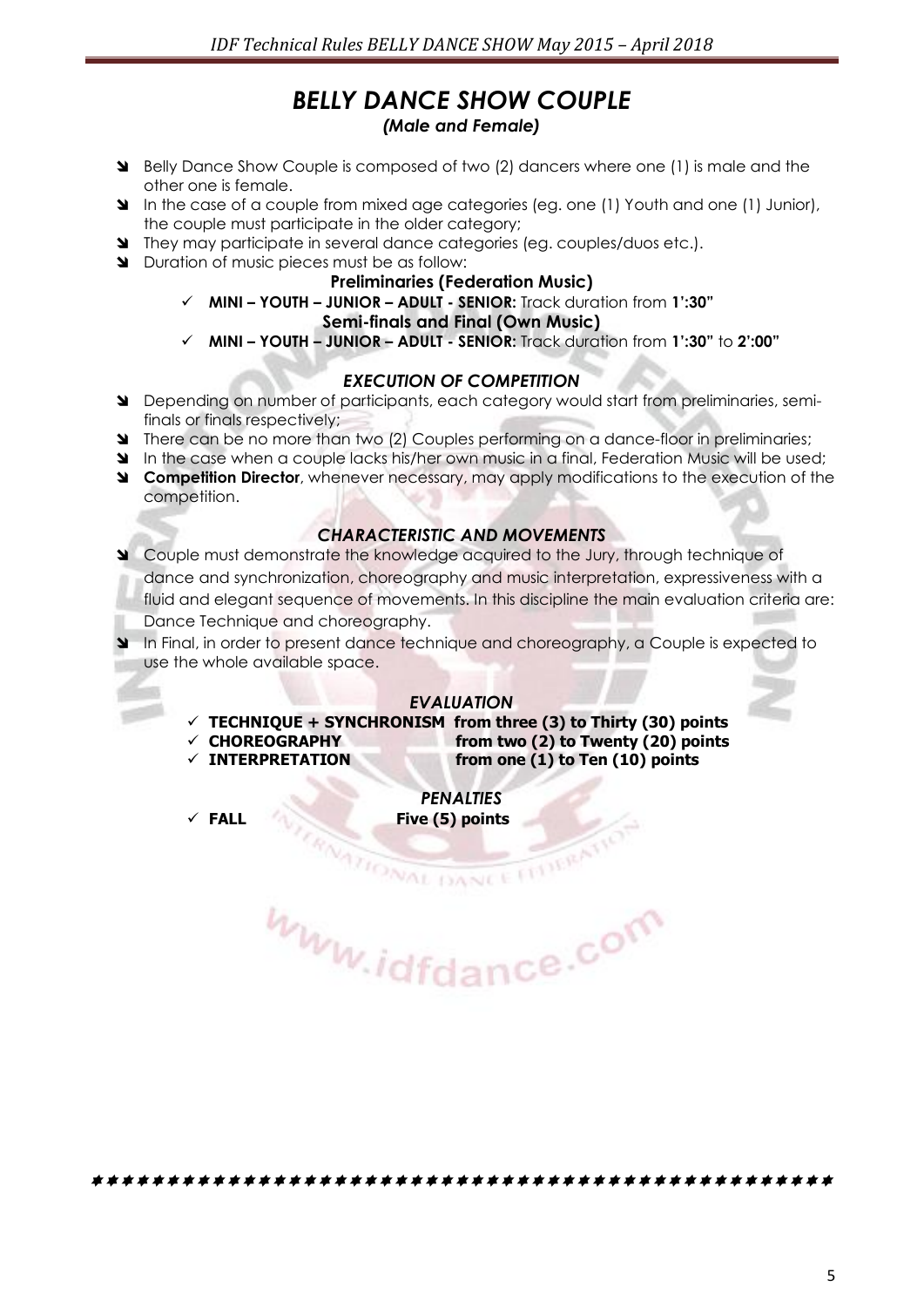// BELLY DANCE SHOW COUPLE

*(Male and Female)*

- Belly Dance Show Couple is composed of two (2) dancers where one (1) is male and the other one is female.
- In the case of a couple from mixed age categories (eg. one (1) Youth and one (1) Junior), the couple must participate in the older category;
- They may participate in several dance categories (eg. couples/duos etc.).
- Duration of music pieces must be as follow:

**Preliminaries (Federation Music)**

- ✓ **MINI – YOUTH – JUNIOR – ADULT - SENIOR:** Track duration from **1':30"**

**Semi-finals and Final (Own Music)**

- ✓ **MINI – YOUTH – JUNIOR – ADULT - SENIOR:** Track duration from **1':30"** to **2':00"**

### *EXECUTION OF COMPETITION*

- Depending on number of participants, each category would start from preliminaries, semi-finals or finals respectively;
- There can be no more than two (2) Couples performing on a dance-floor in preliminaries;
- In the case when a couple lacks his/her own music in a final, Federation Music will be used;
- **Competition Director**, whenever necessary, may apply modifications to the execution of the competition.

### *CHARACTERISTIC AND MOVEMENTS*

- Couple must demonstrate the knowledge acquired to the Jury, through technique of dance and synchronization, choreography and music interpretation, expressiveness with a fluid and elegant sequence of movements. In this discipline the main evaluation criteria are: Dance Technique and choreography.
- In Final, in order to present dance technique and choreography, a Couple is expected to use the whole available space.

### *EVALUATION*

- ✓ **TECHNIQUE + SYNCHRONISM from three (3) to Thirty (30) points**
- ✓ **CHOREOGRAPHY from two (2) to Twenty (20) points**
- ✓ **INTERPRETATION from one (1) to Ten (10) points**

### *PENALTIES*

- ✓ **FALL Five (5) points**

\* \* \* \* \* \* \* \* \* \* \* \* \* \* \* \* \* \* \* \* \* \* \* \* \* \* \* \* \* \* \* \* \* \* \* \* \* \* \* \* \* \* \* \* \* \* \* \* \* \* \* \* \* \* \* \* \*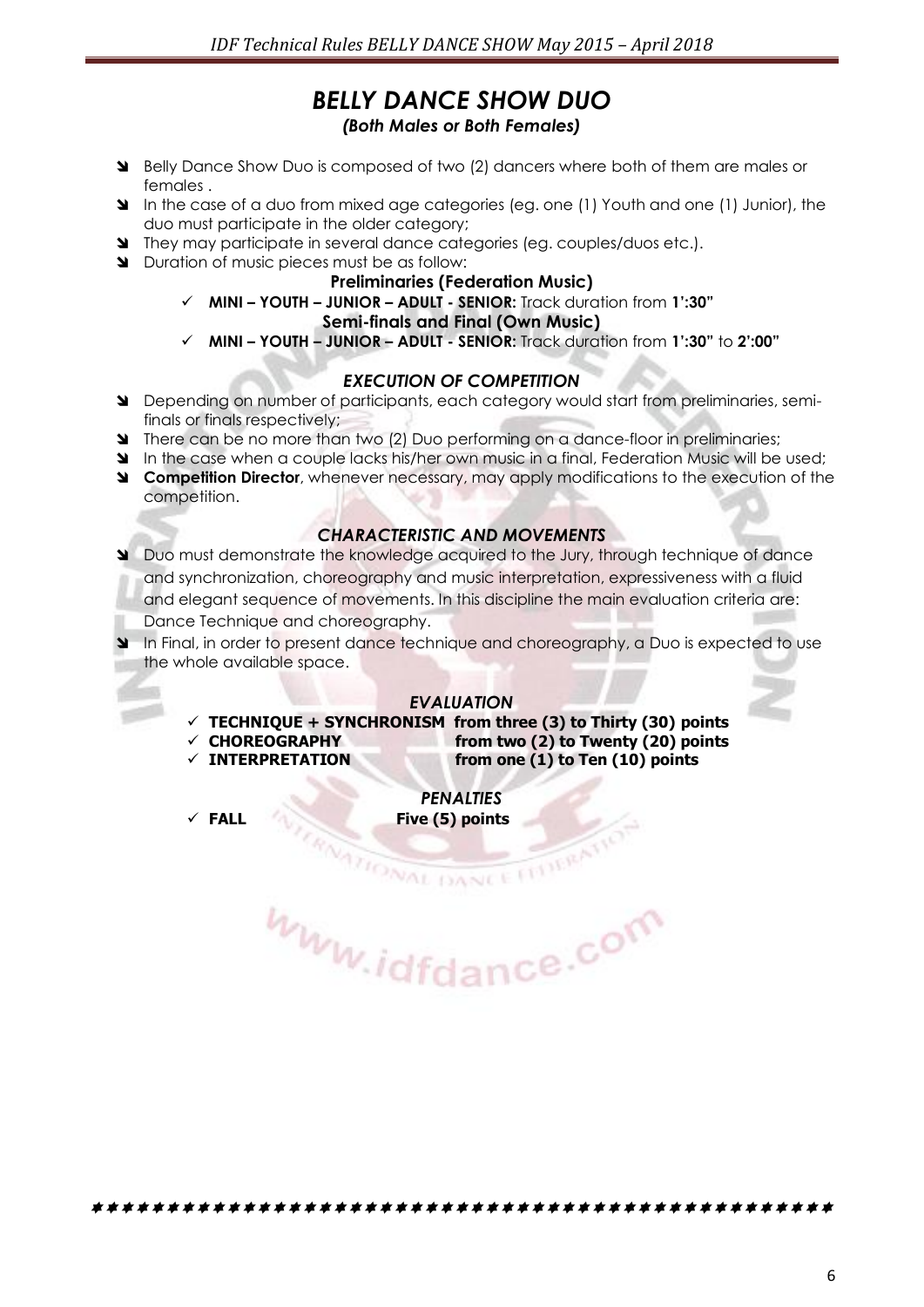# BELLY DANCE SHOW DUO

***(Both Males or Both Females)***

- Belly Dance Show Duo is composed of two (2) dancers where both of them are males or females .
- In the case of a duo from mixed age categories (eg. one (1) Youth and one (1) Junior), the duo must participate in the older category;
- They may participate in several dance categories (eg. couples/duos etc.).
- Duration of music pieces must be as follow:

**Preliminaries (Federation Music)**

- ✓ **MINI – YOUTH – JUNIOR – ADULT - SENIOR:** Track duration from **1':30"**

**Semi-finals and Final (Own Music)**

- ✓ **MINI – YOUTH – JUNIOR – ADULT - SENIOR:** Track duration from **1':30"** to **2':00"**

## *EXECUTION OF COMPETITION*

- Depending on number of participants, each category would start from preliminaries, semi-finals or finals respectively;
- There can be no more than two (2) Duo performing on a dance-floor in preliminaries;
- In the case when a couple lacks his/her own music in a final, Federation Music will be used;
- **Competition Director**, whenever necessary, may apply modifications to the execution of the competition.

## *CHARACTERISTIC AND MOVEMENTS*

- Duo must demonstrate the knowledge acquired to the Jury, through technique of dance and synchronization, choreography and music interpretation, expressiveness with a fluid and elegant sequence of movements. In this discipline the main evaluation criteria are: Dance Technique and choreography.
- In Final, in order to present dance technique and choreography, a Duo is expected to use the whole available space.

## *EVALUATION*

- ✓ **TECHNIQUE + SYNCHRONISM from three (3) to Thirty (30) points**
- ✓ **CHOREOGRAPHY from two (2) to Twenty (20) points**
- ✓ **INTERPRETATION from one (1) to Ten (10) points**

## *PENALTIES*

- ✓ **FALL Five (5) points**

*************************************************************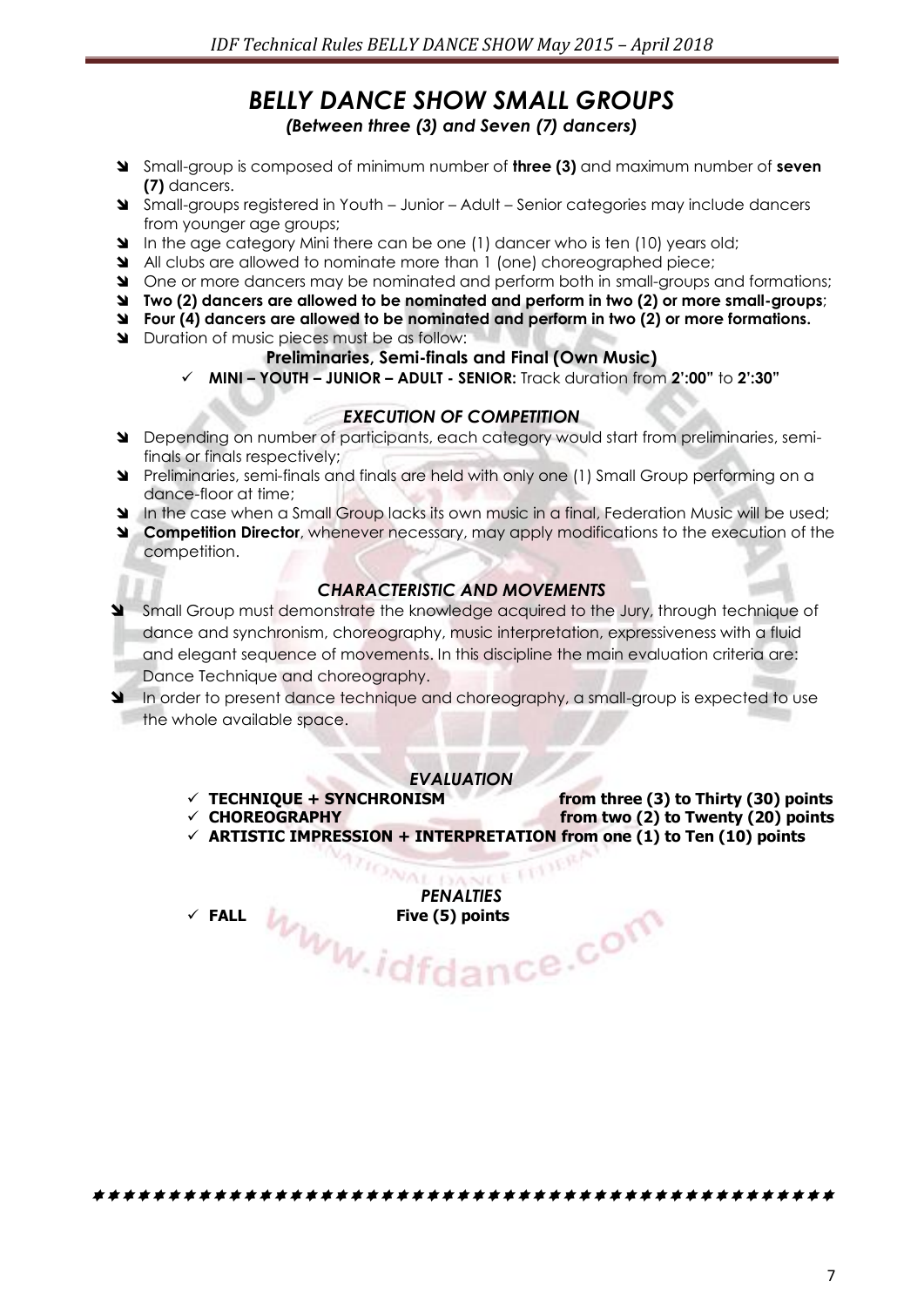## *BELLY DANCE SHOW SMALL GROUPS*

***(Between three (3) and Seven (7) dancers)***

- Small-group is composed of minimum number of **three (3)** and maximum number of **seven (7)** dancers.
- Small-groups registered in Youth – Junior – Adult – Senior categories may include dancers from younger age groups;
- In the age category Mini there can be one (1) dancer who is ten (10) years old;
- All clubs are allowed to nominate more than 1 (one) choreographed piece;
- One or more dancers may be nominated and perform both in small-groups and formations;
- **Two (2) dancers are allowed to be nominated and perform in two (2) or more small-groups**;
- **Four (4) dancers are allowed to be nominated and perform in two (2) or more formations.**
- Duration of music pieces must be as follow:

**Preliminaries, Semi-finals and Final (Own Music)**

- ✓ **MINI – YOUTH – JUNIOR – ADULT - SENIOR:** Track duration from **2':00"** to **2':30"**

### *EXECUTION OF COMPETITION*

- Depending on number of participants, each category would start from preliminaries, semi-finals or finals respectively;
- Preliminaries, semi-finals and finals are held with only one (1) Small Group performing on a dance-floor at time;
- In the case when a Small Group lacks its own music in a final, Federation Music will be used;
- **Competition Director**, whenever necessary, may apply modifications to the execution of the competition.

### *CHARACTERISTIC AND MOVEMENTS*

- Small Group must demonstrate the knowledge acquired to the Jury, through technique of dance and synchronism, choreography, music interpretation, expressiveness with a fluid and elegant sequence of movements. In this discipline the main evaluation criteria are: Dance Technique and choreography.
- In order to present dance technique and choreography, a small-group is expected to use the whole available space.

### *EVALUATION*

- ✓ **TECHNIQUE + SYNCHRONISM** **from three (3) to Thirty (30) points**
- ✓ **CHOREOGRAPHY** **from two (2) to Twenty (20) points**
- ✓ **ARTISTIC IMPRESSION + INTERPRETATION from one (1) to Ten (10) points**

### *PENALTIES*

- ✓ **FALL** **Five (5) points**

\* \* \* \* \* \* \* \* \* \* \* \* \* \* \* \* \* \* \* \* \* \* \* \* \* \* \* \* \* \* \* \* \* \* \* \* \* \* \* \* \* \* \* \* \* \* \* \* \* \*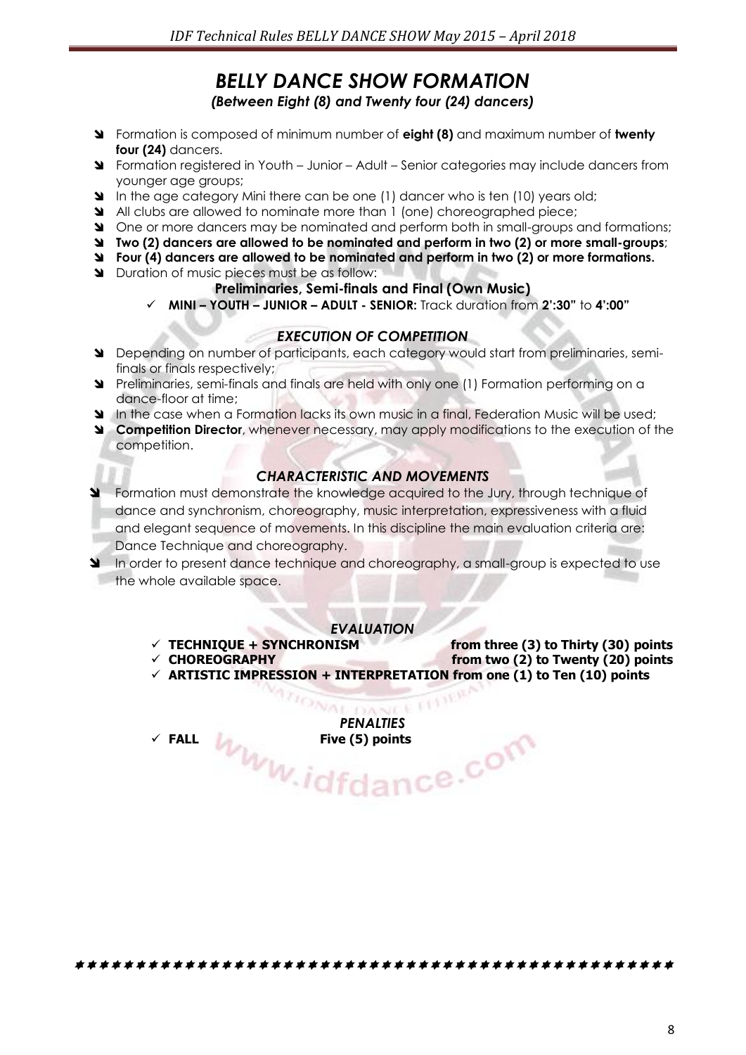# *BELLY DANCE SHOW FORMATION*

***(Between Eight (8) and Twenty four (24) dancers)***

- Formation is composed of minimum number of **eight (8)** and maximum number of **twenty four (24)** dancers.
- Formation registered in Youth – Junior – Adult – Senior categories may include dancers from younger age groups;
- In the age category Mini there can be one (1) dancer who is ten (10) years old;
- All clubs are allowed to nominate more than 1 (one) choreographed piece;
- One or more dancers may be nominated and perform both in small-groups and formations;
- **Two (2) dancers are allowed to be nominated and perform in two (2) or more small-groups**;
- **Four (4) dancers are allowed to be nominated and perform in two (2) or more formations.**
- Duration of music pieces must be as follow:

**Preliminaries, Semi-finals and Final (Own Music)**

- ✓ **MINI – YOUTH – JUNIOR – ADULT - SENIOR:** Track duration from **2':30"** to **4':00"**

## *EXECUTION OF COMPETITION*

- Depending on number of participants, each category would start from preliminaries, semi-finals or finals respectively;
- Preliminaries, semi-finals and finals are held with only one (1) Formation performing on a dance-floor at time;
- In the case when a Formation lacks its own music in a final, Federation Music will be used;
- **Competition Director**, whenever necessary, may apply modifications to the execution of the competition.

## *CHARACTERISTIC AND MOVEMENTS*

- Formation must demonstrate the knowledge acquired to the Jury, through technique of dance and synchronism, choreography, music interpretation, expressiveness with a fluid and elegant sequence of movements. In this discipline the main evaluation criteria are: Dance Technique and choreography.
- In order to present dance technique and choreography, a small-group is expected to use the whole available space.

## *EVALUATION*

- ✓ **TECHNIQUE + SYNCHRONISM** **from three (3) to Thirty (30) points**
- ✓ **CHOREOGRAPHY** **from two (2) to Twenty (20) points**
- ✓ **ARTISTIC IMPRESSION + INTERPRETATION from one (1) to Ten (10) points**

## *PENALTIES*

- ✓ **FALL** **Five (5) points**

\* \* \* \* \* \* \* \* \* \* \* \* \* \* \* \* \* \* \* \* \* \* \* \* \* \* \* \* \* \* \* \* \* \* \* \* \* \* \* \* \* \* \* \* \* \* \* \* \* \* \* \* \* \*